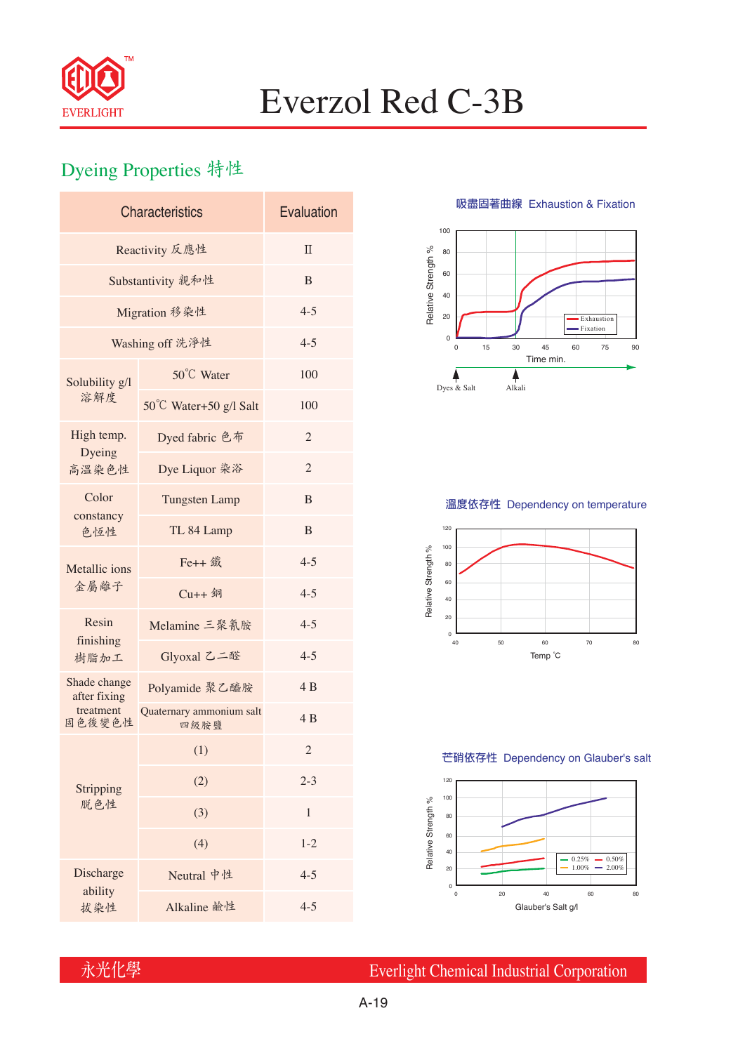# Everzol Red C-3B

## Dyeing Properties 特性

| Characteristics | | Evaluation |
|---|---|---|
| Reactivity 反應性 | | Ⅱ |
| Substantivity 親和性 | | B |
| Migration 移染性 | | 4-5 |
| Washing off 洗淨性 | | 4-5 |
| Solubility g/l 溶解度 | 50℃ Water | 100 |
| | 50℃ Water+50 g/l Salt | 100 |
| High temp. Dyeing 高溫染色性 | Dyed fabric 色布 | 2 |
| | Dye Liquor 染浴 | 2 |
| Color constancy 色恆性 | Tungsten Lamp | B |
| | TL 84 Lamp | B |
| Metallic ions 金屬離子 | Fe++ 鐵 | 4-5 |
| | Cu++ 銅 | 4-5 |
| Resin finishing 樹脂加工 | Melamine 三聚氰胺 | 4-5 |
| | Glyoxal 乙二醛 | 4-5 |
| Shade change after fixing treatment 固色後變色性 | Polyamide 聚乙醯胺 | 4 B |
| | Quaternary ammonium salt 四級胺鹽 | 4 B |
| Stripping 脫色性 | (1) | 2 |
| | (2) | 2-3 |
| | (3) | 1 |
| | (4) | 1-2 |
| Discharge ability 拔染性 | Neutral 中性 | 4-5 |
| | Alkaline 鹼性 | 4-5 |

吸盡固著曲線 Exhaustion & Fixation

溫度依存性 Dependency on temperature

芒硝依存性 Dependency on Glauber's salt

永光化學 Everlight Chemical Industrial Corporation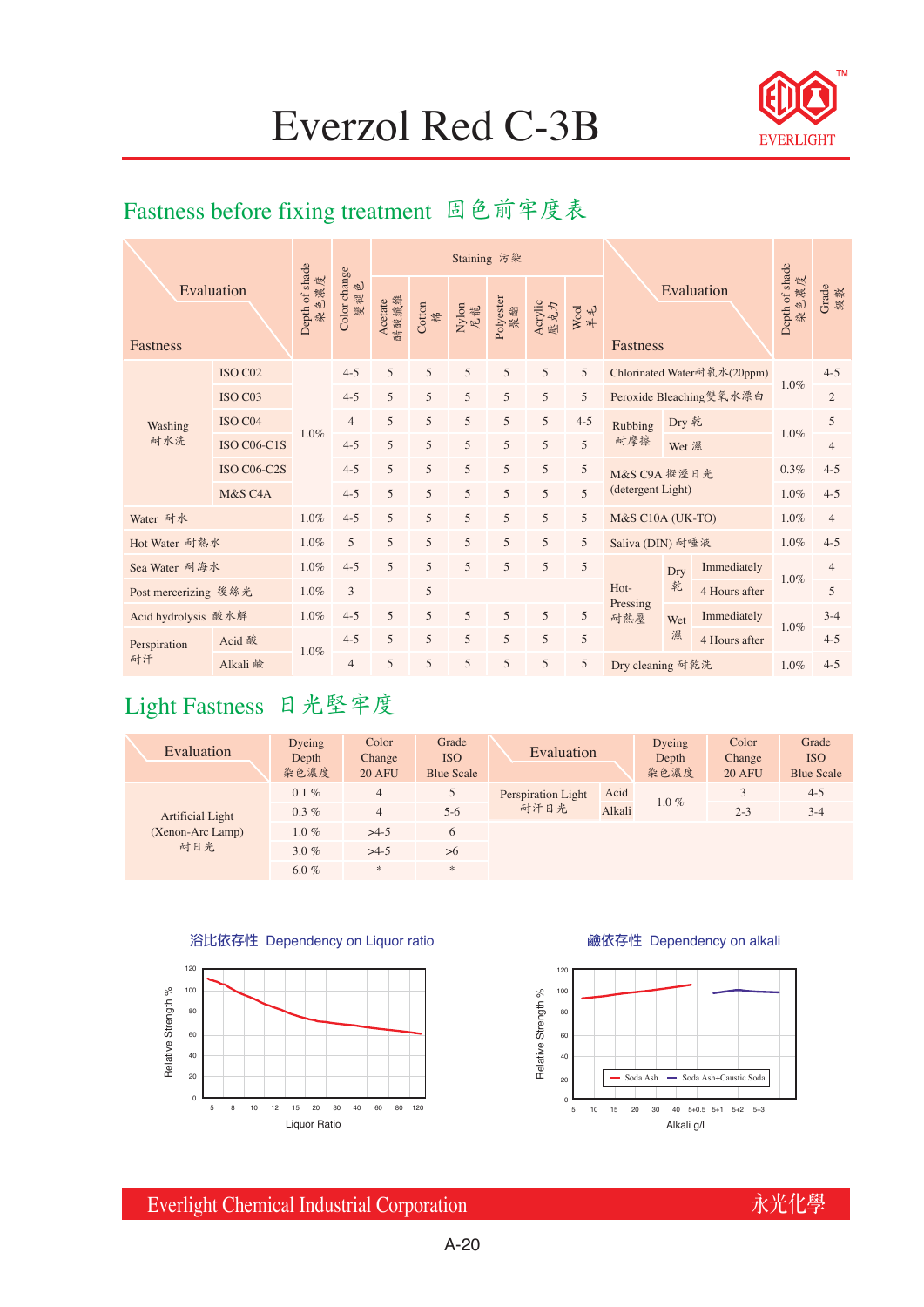# Everzol Red C-3B

EVERLIGHT

## Fastness before fixing treatment 固色前牢度表

| Fastness / Evaluation | | Depth of shade 染色濃度 | Color change 變褪色 | Staining 污染: Acetate 醋酸纖維 | Cotton 棉 | Nylon 尼龍 | Polyester 聚酯 | Acrylic 壓克力 | Wool 羊毛 |
|---|---|---|---|---|---|---|---|---|---|
| Washing 耐水洗 | ISO C02 | 1.0% | 4-5 | 5 | 5 | 5 | 5 | 5 | 5 |
| | ISO C03 | | 4-5 | 5 | 5 | 5 | 5 | 5 | 5 |
| | ISO C04 | | 4 | 5 | 5 | 5 | 5 | 5 | 4-5 |
| | ISO C06-C1S | | 4-5 | 5 | 5 | 5 | 5 | 5 | 5 |
| | ISO C06-C2S | | 4-5 | 5 | 5 | 5 | 5 | 5 | 5 |
| | M&S C4A | | 4-5 | 5 | 5 | 5 | 5 | 5 | 5 |
| Water 耐水 | | 1.0% | 4-5 | 5 | 5 | 5 | 5 | 5 | 5 |
| Hot Water 耐熱水 | | 1.0% | 5 | 5 | 5 | 5 | 5 | 5 | 5 |
| Sea Water 耐海水 | | 1.0% | 4-5 | 5 | 5 | 5 | 5 | 5 | 5 |
| Post mercerizing 後絲光 | | 1.0% | 3 | | 5 | | | | |
| Acid hydrolysis 酸水解 | | 1.0% | 4-5 | 5 | 5 | 5 | 5 | 5 | 5 |
| Perspiration 耐汗 | Acid 酸 | 1.0% | 4-5 | 5 | 5 | 5 | 5 | 5 | 5 |
| | Alkali 鹼 | | 4 | 5 | 5 | 5 | 5 | 5 | 5 |

| Fastness / Evaluation | | | Depth of shade 染色濃度 | Grade 級數 |
|---|---|---|---|---|
| Chlorinated Water 耐氯水(20ppm) | | | 1.0% | 4-5 |
| Peroxide Bleaching 雙氧水漂白 | | | | 2 |
| Rubbing 耐摩擦 | Dry 乾 | | 1.0% | 5 |
| | Wet 濕 | | | 4 |
| M&S C9A 擬湮日光 (detergent Light) | | | 0.3% | 4-5 |
| | | | 1.0% | 4-5 |
| M&S C10A (UK-TO) | | | 1.0% | 4 |
| Saliva (DIN) 耐唾液 | | | 1.0% | 4-5 |
| Hot-Pressing 耐熱壓 | Dry 乾 | Immediately | 1.0% | 4 |
| | | 4 Hours after | | 5 |
| | Wet 濕 | Immediately | 1.0% | 3-4 |
| | | 4 Hours after | | 4-5 |
| Dry cleaning 耐乾洗 | | | 1.0% | 4-5 |

## Light Fastness 日光堅牢度

| Evaluation | Dyeing Depth 染色濃度 | Color Change 20 AFU | Grade ISO Blue Scale |
|---|---|---|---|
| Artificial Light (Xenon-Arc Lamp) 耐日光 | 0.1 % | 4 | 5 |
| | 0.3 % | 4 | 5-6 |
| | 1.0 % | >4-5 | 6 |
| | 3.0 % | >4-5 | >6 |
| | 6.0 % | * | * |

| Evaluation | | Dyeing Depth 染色濃度 | Color Change 20 AFU | Grade ISO Blue Scale |
|---|---|---|---|---|
| Perspiration Light 耐汗日光 | Acid | 1.0 % | 3 | 4-5 |
| | Alkali | | 2-3 | 3-4 |

浴比依存性 Dependency on Liquor ratio

Relative Strength %

120
100
80
60
40
20
0

5 8 10 12 15 20 30 40 60 80 120

Liquor Ratio

鹼依存性 Dependency on alkali

Relative Strength %

120
100
80
60
40
20
0

Soda Ash — Soda Ash+Caustic Soda

5 10 15 20 30 40 5+0.5 5+1 5+2 5+3

Alkali g/l

Everlight Chemical Industrial Corporation 永光化學